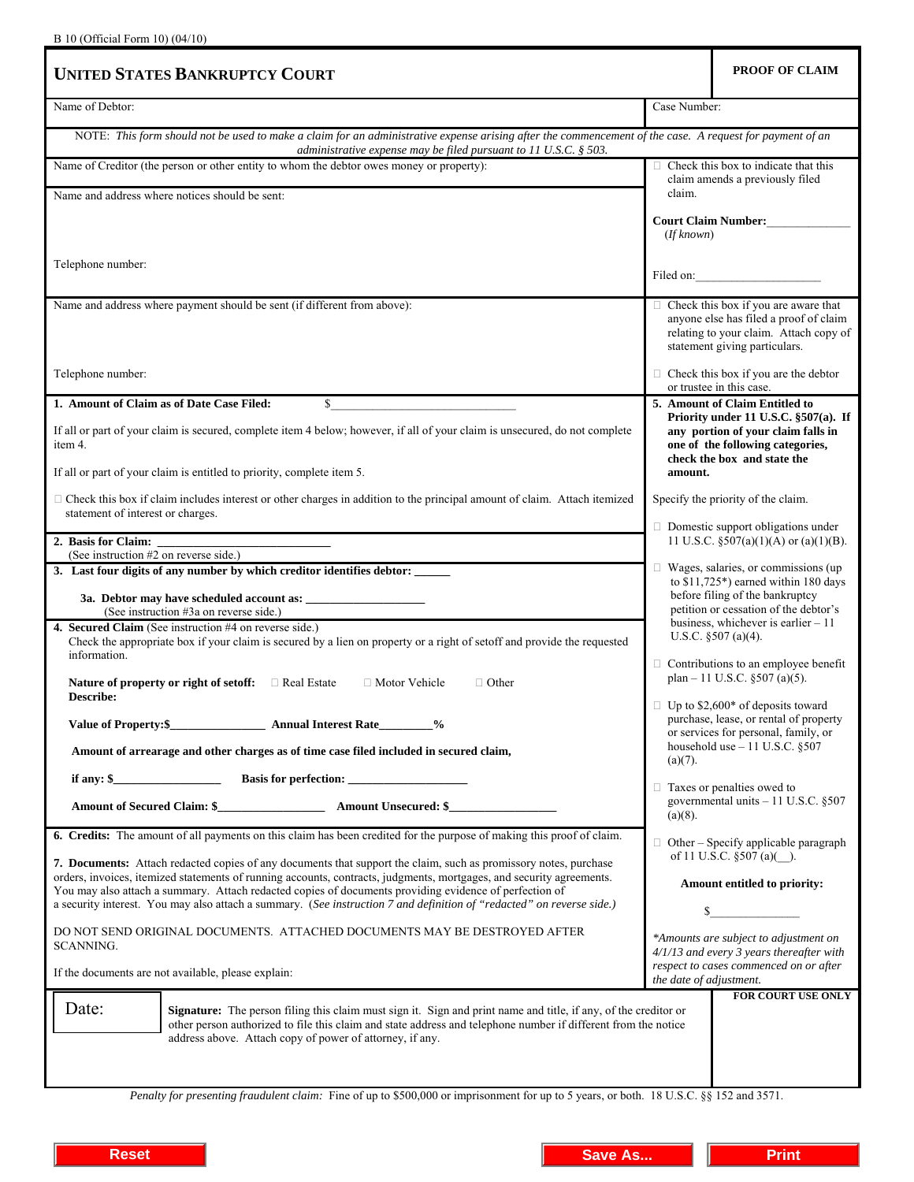B 10 (Official Form 10) (04/10)

# UNITED STATES BANKRUPTCY COURT

**PROOF OF CLAIM**

Name of Debtor:

Case Number:

NOTE: *This form should not be used to make a claim for an administrative expense arising after the commencement of the case. A request for payment of an administrative expense may be filed pursuant to 11 U.S.C. § 503.*

Name of Creditor (the person or other entity to whom the debtor owes money or property):

Name and address where notices should be sent:

Telephone number:

☐ Check this box to indicate that this claim amends a previously filed claim.

**Court Claim Number:**\_\_\_\_\_\_\_\_\_\_\_\_\_\_
(*If known*)

Filed on:\_\_\_\_\_\_\_\_\_\_\_\_\_\_\_\_\_\_\_\_

Name and address where payment should be sent (if different from above):

Telephone number:

☐ Check this box if you are aware that anyone else has filed a proof of claim relating to your claim. Attach copy of statement giving particulars.

☐ Check this box if you are the debtor or trustee in this case.

**1. Amount of Claim as of Date Case Filed:** $\_\_\_\_\_\_\_\_\_\_\_\_\_\_\_\_\_\_\_\_\_\_\_\_\_\_\_\_\_\_

If all or part of your claim is secured, complete item 4 below; however, if all of your claim is unsecured, do not complete item 4.

If all or part of your claim is entitled to priority, complete item 5.

☐ Check this box if claim includes interest or other charges in addition to the principal amount of claim. Attach itemized statement of interest or charges.

**2. Basis for Claim:** \_\_\_\_\_\_\_\_\_\_\_\_\_\_\_\_\_\_\_\_\_\_\_\_\_\_\_
(See instruction #2 on reverse side.)

**3. Last four digits of any number by which creditor identifies debtor:** \_\_\_\_\_\_

**3a. Debtor may have scheduled account as:** \_\_\_\_\_\_\_\_\_\_\_\_\_\_\_\_\_\_\_\_
(See instruction #3a on reverse side.)

**4. Secured Claim** (See instruction #4 on reverse side.)
Check the appropriate box if your claim is secured by a lien on property or a right of setoff and provide the requested information.

**Nature of property or right of setoff:** ☐ Real Estate ☐ Motor Vehicle ☐ Other
**Describe:**

**Value of Property:$**\_\_\_\_\_\_\_\_\_\_\_\_\_\_\_\_ **Annual Interest Rate**\_\_\_\_\_\_\_\_\_**%**

**Amount of arrearage and other charges as of time case filed included in secured claim,**

**if any: $**\_\_\_\_\_\_\_\_\_\_\_\_\_\_\_\_\_\_ **Basis for perfection:** \_\_\_\_\_\_\_\_\_\_\_\_\_\_\_\_\_\_\_\_

**Amount of Secured Claim: $**\_\_\_\_\_\_\_\_\_\_\_\_\_\_\_\_\_\_ **Amount Unsecured: $**\_\_\_\_\_\_\_\_\_\_\_\_\_\_\_\_\_\_

**5. Amount of Claim Entitled to Priority under 11 U.S.C. §507(a). If any portion of your claim falls in one of the following categories, check the box and state the amount.**

Specify the priority of the claim.

☐ Domestic support obligations under 11 U.S.C. §507(a)(1)(A) or (a)(1)(B).

☐ Wages, salaries, or commissions (up to $11,725*) earned within 180 days before filing of the bankruptcy petition or cessation of the debtor's business, whichever is earlier – 11 U.S.C. §507 (a)(4).

☐ Contributions to an employee benefit plan – 11 U.S.C. §507 (a)(5).

☐ Up to $2,600* of deposits toward purchase, lease, or rental of property or services for personal, family, or household use – 11 U.S.C. §507 (a)(7).

☐ Taxes or penalties owed to governmental units – 11 U.S.C. §507 (a)(8).

☐ Other – Specify applicable paragraph of 11 U.S.C. §507 (a)(\_\_).

**Amount entitled to priority:**

$\_\_\_\_\_\_\_\_\_\_\_\_\_\_\_

*\*Amounts are subject to adjustment on 4/1/13 and every 3 years thereafter with respect to cases commenced on or after the date of adjustment.*

**6. Credits:** The amount of all payments on this claim has been credited for the purpose of making this proof of claim.

**7. Documents:** Attach redacted copies of any documents that support the claim, such as promissory notes, purchase orders, invoices, itemized statements of running accounts, contracts, judgments, mortgages, and security agreements. You may also attach a summary. Attach redacted copies of documents providing evidence of perfection of a security interest. You may also attach a summary. (*See instruction 7 and definition of "redacted" on reverse side.)*

DO NOT SEND ORIGINAL DOCUMENTS. ATTACHED DOCUMENTS MAY BE DESTROYED AFTER SCANNING.

If the documents are not available, please explain:

Date:

**Signature:** The person filing this claim must sign it. Sign and print name and title, if any, of the creditor or other person authorized to file this claim and state address and telephone number if different from the notice address above. Attach copy of power of attorney, if any.

**FOR COURT USE ONLY**

*Penalty for presenting fraudulent claim:* Fine of up to $500,000 or imprisonment for up to 5 years, or both. 18 U.S.C. §§ 152 and 3571.

Reset | Save As... | Print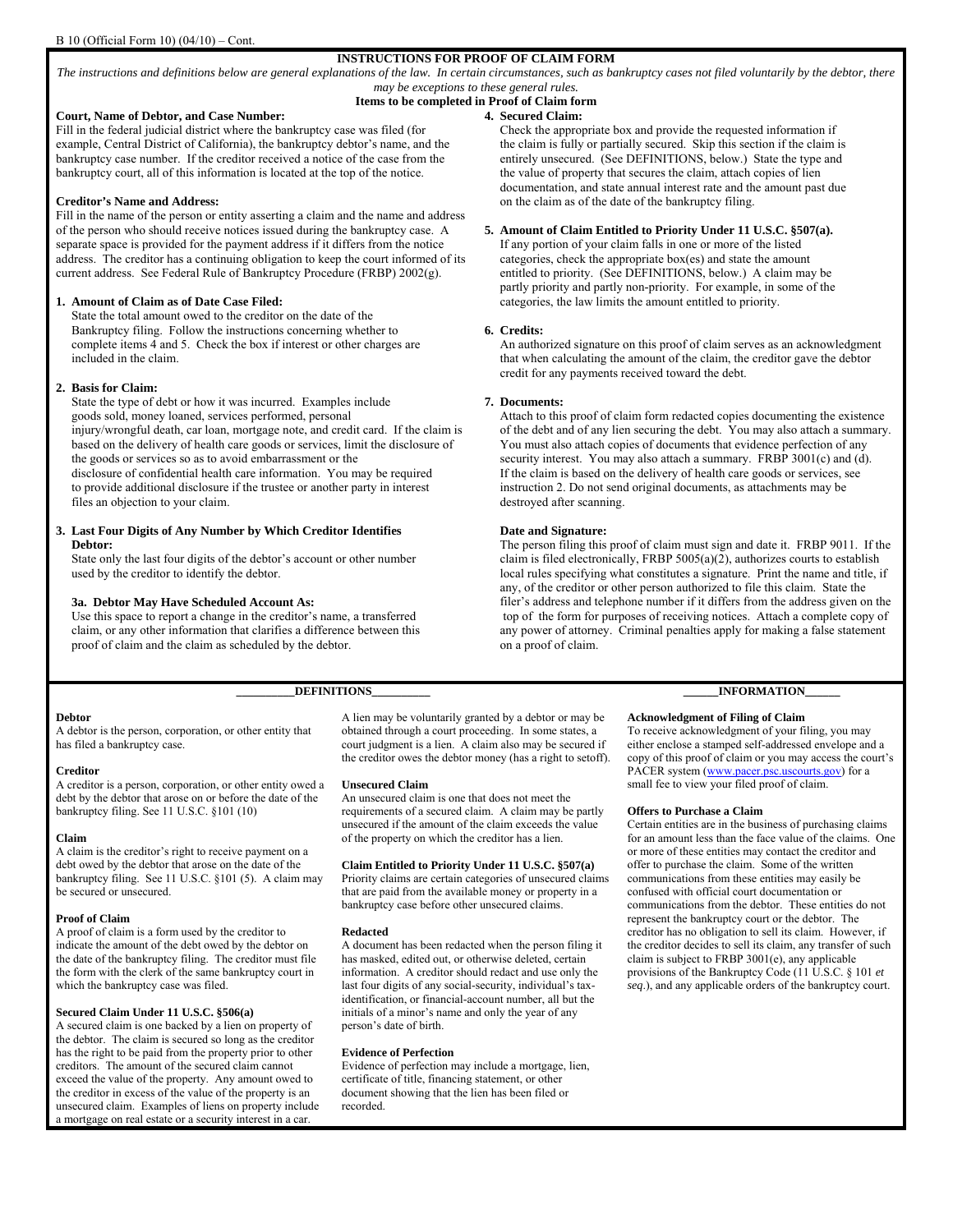B 10 (Official Form 10) (04/10) – Cont.

# INSTRUCTIONS FOR PROOF OF CLAIM FORM

*The instructions and definitions below are general explanations of the law. In certain circumstances, such as bankruptcy cases not filed voluntarily by the debtor, there may be exceptions to these general rules.*

## Items to be completed in Proof of Claim form

**Court, Name of Debtor, and Case Number:**
Fill in the federal judicial district where the bankruptcy case was filed (for example, Central District of California), the bankruptcy debtor's name, and the bankruptcy case number. If the creditor received a notice of the case from the bankruptcy court, all of this information is located at the top of the notice.

**Creditor's Name and Address:**
Fill in the name of the person or entity asserting a claim and the name and address of the person who should receive notices issued during the bankruptcy case. A separate space is provided for the payment address if it differs from the notice address. The creditor has a continuing obligation to keep the court informed of its current address. See Federal Rule of Bankruptcy Procedure (FRBP) 2002(g).

**1. Amount of Claim as of Date Case Filed:**
State the total amount owed to the creditor on the date of the Bankruptcy filing. Follow the instructions concerning whether to complete items 4 and 5. Check the box if interest or other charges are included in the claim.

**2. Basis for Claim:**
State the type of debt or how it was incurred. Examples include goods sold, money loaned, services performed, personal injury/wrongful death, car loan, mortgage note, and credit card. If the claim is based on the delivery of health care goods or services, limit the disclosure of the goods or services so as to avoid embarrassment or the disclosure of confidential health care information. You may be required to provide additional disclosure if the trustee or another party in interest files an objection to your claim.

**3. Last Four Digits of Any Number by Which Creditor Identifies Debtor:**
State only the last four digits of the debtor's account or other number used by the creditor to identify the debtor.

**3a. Debtor May Have Scheduled Account As:**
Use this space to report a change in the creditor's name, a transferred claim, or any other information that clarifies a difference between this proof of claim and the claim as scheduled by the debtor.

**4. Secured Claim:**
Check the appropriate box and provide the requested information if the claim is fully or partially secured. Skip this section if the claim is entirely unsecured. (See DEFINITIONS, below.) State the type and the value of property that secures the claim, attach copies of lien documentation, and state annual interest rate and the amount past due on the claim as of the date of the bankruptcy filing.

**5. Amount of Claim Entitled to Priority Under 11 U.S.C. §507(a).**
If any portion of your claim falls in one or more of the listed categories, check the appropriate box(es) and state the amount entitled to priority. (See DEFINITIONS, below.) A claim may be partly priority and partly non-priority. For example, in some of the categories, the law limits the amount entitled to priority.

**6. Credits:**
An authorized signature on this proof of claim serves as an acknowledgment that when calculating the amount of the claim, the creditor gave the debtor credit for any payments received toward the debt.

**7. Documents:**
Attach to this proof of claim form redacted copies documenting the existence of the debt and of any lien securing the debt. You may also attach a summary. You must also attach copies of documents that evidence perfection of any security interest. You may also attach a summary. FRBP 3001(c) and (d). If the claim is based on the delivery of health care goods or services, see instruction 2. Do not send original documents, as attachments may be destroyed after scanning.

**Date and Signature:**
The person filing this proof of claim must sign and date it. FRBP 9011. If the claim is filed electronically, FRBP 5005(a)(2), authorizes courts to establish local rules specifying what constitutes a signature. Print the name and title, if any, of the creditor or other person authorized to file this claim. State the filer's address and telephone number if it differs from the address given on the top of the form for purposes of receiving notices. Attach a complete copy of any power of attorney. Criminal penalties apply for making a false statement on a proof of claim.

## DEFINITIONS

**Debtor**
A debtor is the person, corporation, or other entity that has filed a bankruptcy case.

**Creditor**
A creditor is a person, corporation, or other entity owed a debt by the debtor that arose on or before the date of the bankruptcy filing. See 11 U.S.C. §101 (10)

**Claim**
A claim is the creditor's right to receive payment on a debt owed by the debtor that arose on the date of the bankruptcy filing. See 11 U.S.C. §101 (5). A claim may be secured or unsecured.

**Proof of Claim**
A proof of claim is a form used by the creditor to indicate the amount of the debt owed by the debtor on the date of the bankruptcy filing. The creditor must file the form with the clerk of the same bankruptcy court in which the bankruptcy case was filed.

**Secured Claim Under 11 U.S.C. §506(a)**
A secured claim is one backed by a lien on property of the debtor. The claim is secured so long as the creditor has the right to be paid from the property prior to other creditors. The amount of the secured claim cannot exceed the value of the property. Any amount owed to the creditor in excess of the value of the property is an unsecured claim. Examples of liens on property include a mortgage on real estate or a security interest in a car.

A lien may be voluntarily granted by a debtor or may be obtained through a court proceeding. In some states, a court judgment is a lien. A claim also may be secured if the creditor owes the debtor money (has a right to setoff).

**Unsecured Claim**
An unsecured claim is one that does not meet the requirements of a secured claim. A claim may be partly unsecured if the amount of the claim exceeds the value of the property on which the creditor has a lien.

**Claim Entitled to Priority Under 11 U.S.C. §507(a)**
Priority claims are certain categories of unsecured claims that are paid from the available money or property in a bankruptcy case before other unsecured claims.

**Redacted**
A document has been redacted when the person filing it has masked, edited out, or otherwise deleted, certain information. A creditor should redact and use only the last four digits of any social-security, individual's tax-identification, or financial-account number, all but the initials of a minor's name and only the year of any person's date of birth.

**Evidence of Perfection**
Evidence of perfection may include a mortgage, lien, certificate of title, financing statement, or other document showing that the lien has been filed or recorded.

## INFORMATION

**Acknowledgment of Filing of Claim**
To receive acknowledgment of your filing, you may either enclose a stamped self-addressed envelope and a copy of this proof of claim or you may access the court's PACER system (www.pacer.psc.uscourts.gov) for a small fee to view your filed proof of claim.

**Offers to Purchase a Claim**
Certain entities are in the business of purchasing claims for an amount less than the face value of the claims. One or more of these entities may contact the creditor and offer to purchase the claim. Some of the written communications from these entities may easily be confused with official court documentation or communications from the debtor. These entities do not represent the bankruptcy court or the debtor. The creditor has no obligation to sell its claim. However, if the creditor decides to sell its claim, any transfer of such claim is subject to FRBP 3001(e), any applicable provisions of the Bankruptcy Code (11 U.S.C. § 101 *et seq*.), and any applicable orders of the bankruptcy court.